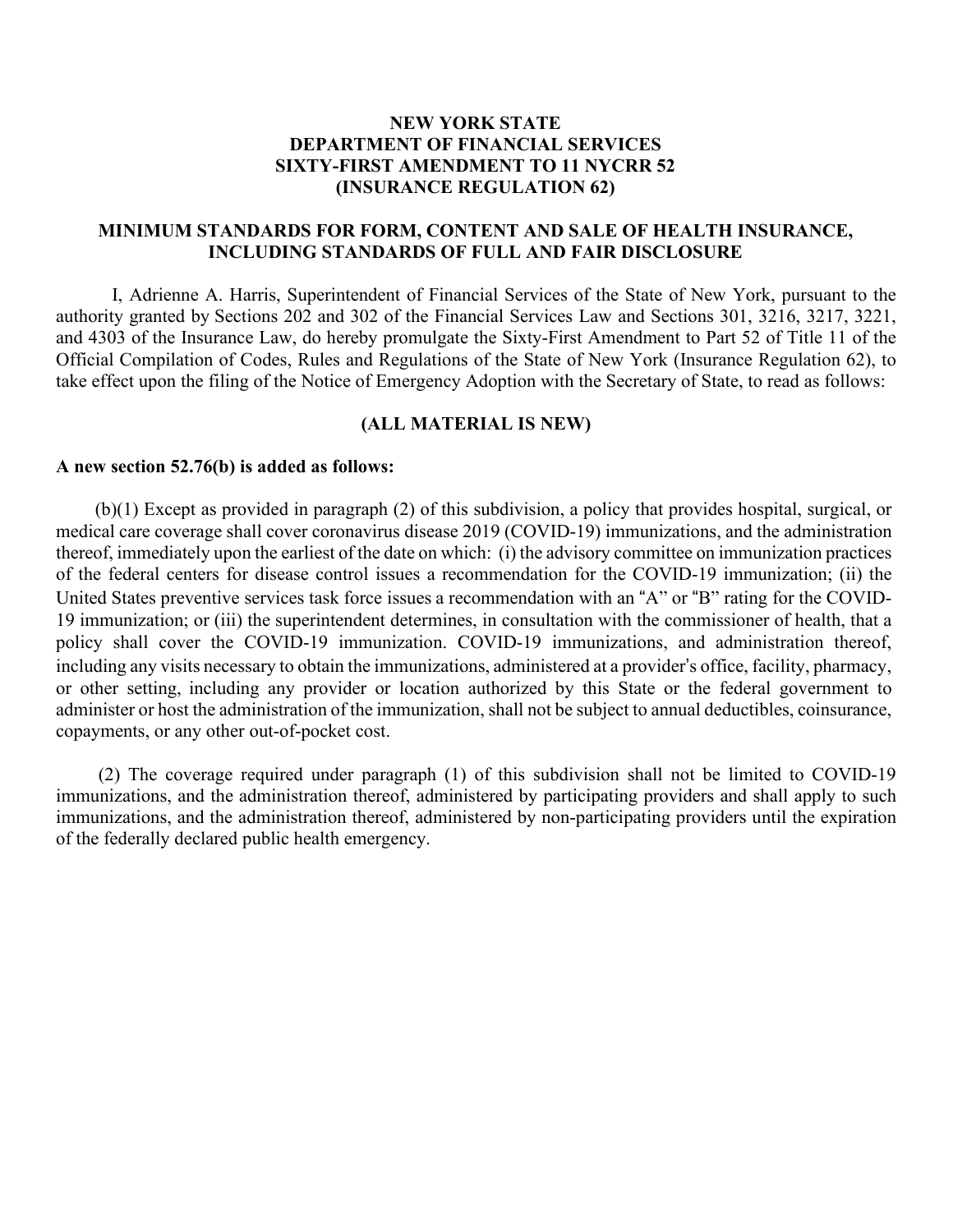**NEW YORK STATE**
**DEPARTMENT OF FINANCIAL SERVICES**
**SIXTY-FIRST AMENDMENT TO 11 NYCRR 52**
**(INSURANCE REGULATION 62)**

**MINIMUM STANDARDS FOR FORM, CONTENT AND SALE OF HEALTH INSURANCE, INCLUDING STANDARDS OF FULL AND FAIR DISCLOSURE**

I, Adrienne A. Harris, Superintendent of Financial Services of the State of New York, pursuant to the authority granted by Sections 202 and 302 of the Financial Services Law and Sections 301, 3216, 3217, 3221, and 4303 of the Insurance Law, do hereby promulgate the Sixty-First Amendment to Part 52 of Title 11 of the Official Compilation of Codes, Rules and Regulations of the State of New York (Insurance Regulation 62), to take effect upon the filing of the Notice of Emergency Adoption with the Secretary of State, to read as follows:

**(ALL MATERIAL IS NEW)**

**A new section 52.76(b) is added as follows:**

(b)(1) Except as provided in paragraph (2) of this subdivision, a policy that provides hospital, surgical, or medical care coverage shall cover coronavirus disease 2019 (COVID-19) immunizations, and the administration thereof, immediately upon the earliest of the date on which: (i) the advisory committee on immunization practices of the federal centers for disease control issues a recommendation for the COVID-19 immunization; (ii) the United States preventive services task force issues a recommendation with an "A" or "B" rating for the COVID-19 immunization; or (iii) the superintendent determines, in consultation with the commissioner of health, that a policy shall cover the COVID-19 immunization. COVID-19 immunizations, and administration thereof, including any visits necessary to obtain the immunizations, administered at a provider's office, facility, pharmacy, or other setting, including any provider or location authorized by this State or the federal government to administer or host the administration of the immunization, shall not be subject to annual deductibles, coinsurance, copayments, or any other out-of-pocket cost.

(2) The coverage required under paragraph (1) of this subdivision shall not be limited to COVID-19 immunizations, and the administration thereof, administered by participating providers and shall apply to such immunizations, and the administration thereof, administered by non-participating providers until the expiration of the federally declared public health emergency.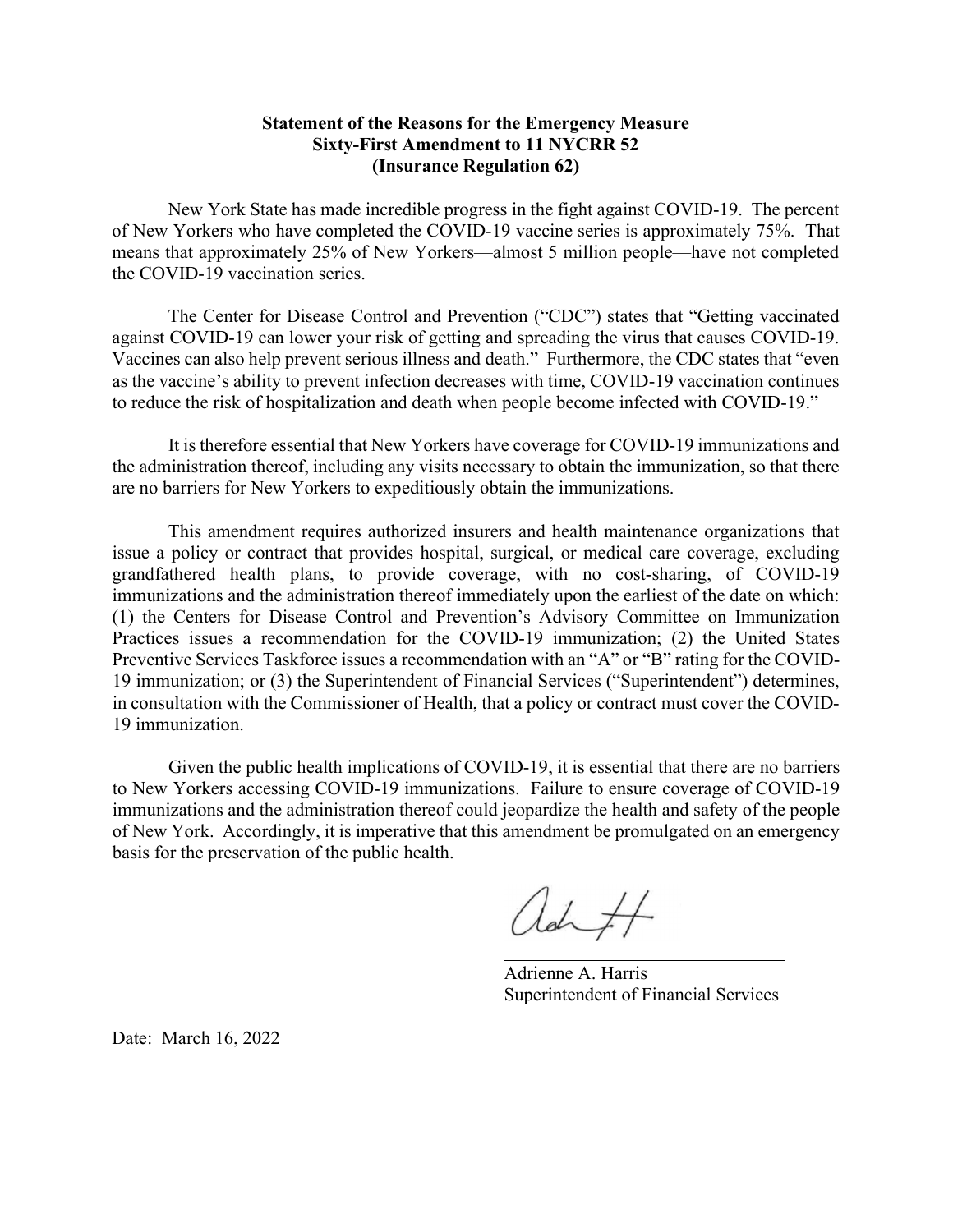**Statement of the Reasons for the Emergency Measure**
**Sixty-First Amendment to 11 NYCRR 52**
**(Insurance Regulation 62)**

New York State has made incredible progress in the fight against COVID-19. The percent of New Yorkers who have completed the COVID-19 vaccine series is approximately 75%. That means that approximately 25% of New Yorkers—almost 5 million people—have not completed the COVID-19 vaccination series.

The Center for Disease Control and Prevention ("CDC") states that "Getting vaccinated against COVID-19 can lower your risk of getting and spreading the virus that causes COVID-19. Vaccines can also help prevent serious illness and death." Furthermore, the CDC states that "even as the vaccine's ability to prevent infection decreases with time, COVID-19 vaccination continues to reduce the risk of hospitalization and death when people become infected with COVID-19."

It is therefore essential that New Yorkers have coverage for COVID-19 immunizations and the administration thereof, including any visits necessary to obtain the immunization, so that there are no barriers for New Yorkers to expeditiously obtain the immunizations.

This amendment requires authorized insurers and health maintenance organizations that issue a policy or contract that provides hospital, surgical, or medical care coverage, excluding grandfathered health plans, to provide coverage, with no cost-sharing, of COVID-19 immunizations and the administration thereof immediately upon the earliest of the date on which: (1) the Centers for Disease Control and Prevention's Advisory Committee on Immunization Practices issues a recommendation for the COVID-19 immunization; (2) the United States Preventive Services Taskforce issues a recommendation with an "A" or "B" rating for the COVID-19 immunization; or (3) the Superintendent of Financial Services ("Superintendent") determines, in consultation with the Commissioner of Health, that a policy or contract must cover the COVID-19 immunization.

Given the public health implications of COVID-19, it is essential that there are no barriers to New Yorkers accessing COVID-19 immunizations. Failure to ensure coverage of COVID-19 immunizations and the administration thereof could jeopardize the health and safety of the people of New York. Accordingly, it is imperative that this amendment be promulgated on an emergency basis for the preservation of the public health.

Adrienne A. Harris
Superintendent of Financial Services

Date: March 16, 2022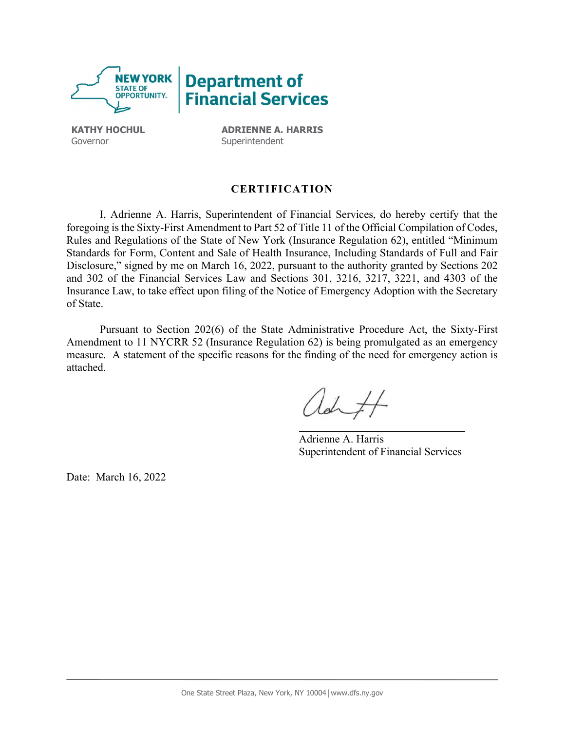KATHY HOCHUL
Governor

ADRIENNE A. HARRIS
Superintendent

## CERTIFICATION

I, Adrienne A. Harris, Superintendent of Financial Services, do hereby certify that the foregoing is the Sixty-First Amendment to Part 52 of Title 11 of the Official Compilation of Codes, Rules and Regulations of the State of New York (Insurance Regulation 62), entitled "Minimum Standards for Form, Content and Sale of Health Insurance, Including Standards of Full and Fair Disclosure," signed by me on March 16, 2022, pursuant to the authority granted by Sections 202 and 302 of the Financial Services Law and Sections 301, 3216, 3217, 3221, and 4303 of the Insurance Law, to take effect upon filing of the Notice of Emergency Adoption with the Secretary of State.

Pursuant to Section 202(6) of the State Administrative Procedure Act, the Sixty-First Amendment to 11 NYCRR 52 (Insurance Regulation 62) is being promulgated as an emergency measure. A statement of the specific reasons for the finding of the need for emergency action is attached.

Adrienne A. Harris
Superintendent of Financial Services

Date: March 16, 2022